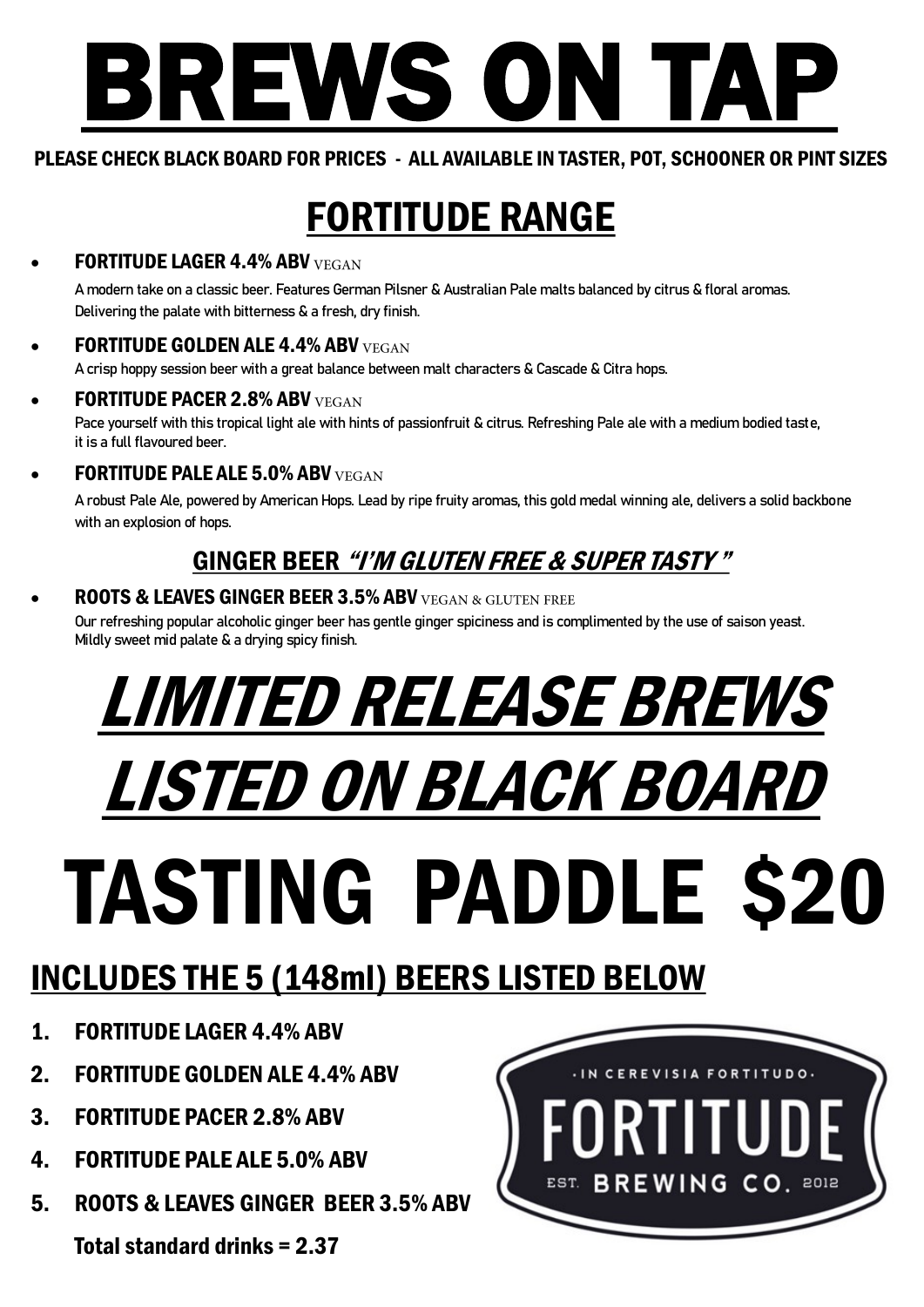# BREWS ON TAP

**PLEASE CHECK BLACK BOARD FOR PRICES - ALL AVAILABLE IN TASTER, POT, SCHOONER OR PINT SIZES**

## FORTITUDE RANGE

- **FORTITUDE LAGER 4.4% ABV** VEGAN

  A modern take on a classic beer. Features German Pilsner & Australian Pale malts balanced by citrus & floral aromas. Delivering the palate with bitterness & a fresh, dry finish.

- **FORTITUDE GOLDEN ALE 4.4% ABV** VEGAN

  A crisp hoppy session beer with a great balance between malt characters & Cascade & Citra hops.

- **FORTITUDE PACER 2.8% ABV** VEGAN

  Pace yourself with this tropical light ale with hints of passionfruit & citrus. Refreshing Pale ale with a medium bodied taste, it is a full flavoured beer.

- **FORTITUDE PALE ALE 5.0% ABV** VEGAN

  A robust Pale Ale, powered by American Hops. Lead by ripe fruity aromas, this gold medal winning ale, delivers a solid backbone with an explosion of hops.

### GINGER BEER *"I'M GLUTEN FREE & SUPER TASTY"*

- **ROOTS & LEAVES GINGER BEER 3.5% ABV** VEGAN & GLUTEN FREE

  Our refreshing popular alcoholic ginger beer has gentle ginger spiciness and is complimented by the use of saison yeast. Mildly sweet mid palate & a drying spicy finish.

# *LIMITED RELEASE BREWS LISTED ON BLACK BOARD*

# TASTING PADDLE $20

## INCLUDES THE 5 (148ml) BEERS LISTED BELOW

1. **FORTITUDE LAGER 4.4% ABV**
2. **FORTITUDE GOLDEN ALE 4.4% ABV**
3. **FORTITUDE PACER 2.8% ABV**
4. **FORTITUDE PALE ALE 5.0% ABV**
5. **ROOTS & LEAVES GINGER BEER 3.5% ABV**

**Total standard drinks = 2.37**

·IN CEREVISIA FORTITUDO·

FORTITUDE

EST. BREWING CO. 2012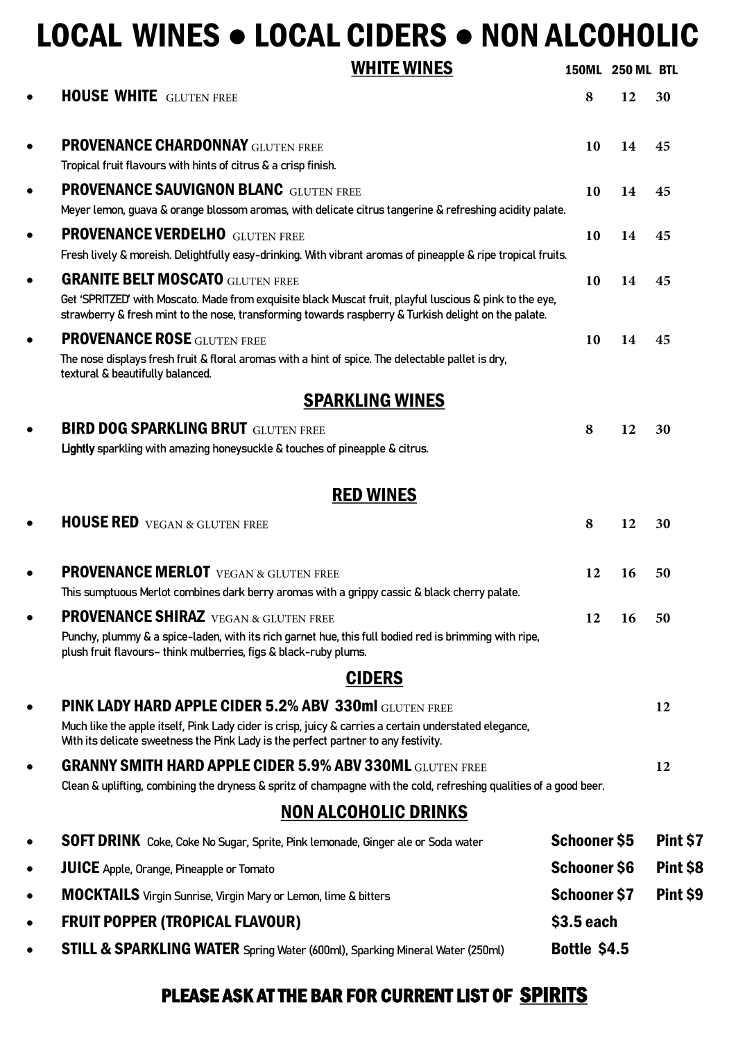# LOCAL WINES • LOCAL CIDERS • NON ALCOHOLIC

## WHITE WINES

| | 150ML | 250 ML | BTL |
|---|---|---|---|
| **HOUSE WHITE** GLUTEN FREE | 8 | 12 | 30 |
| **PROVENANCE CHARDONNAY** GLUTEN FREE<br>Tropical fruit flavours with hints of citrus & a crisp finish. | 10 | 14 | 45 |
| **PROVENANCE SAUVIGNON BLANC** GLUTEN FREE<br>Meyer lemon, guava & orange blossom aromas, with delicate citrus tangerine & refreshing acidity palate. | 10 | 14 | 45 |
| **PROVENANCE VERDELHO** GLUTEN FREE<br>Fresh lively & moreish. Delightfully easy-drinking. With vibrant aromas of pineapple & ripe tropical fruits. | 10 | 14 | 45 |
| **GRANITE BELT MOSCATO** GLUTEN FREE<br>Get 'SPRITZED' with Moscato. Made from exquisite black Muscat fruit, playful luscious & pink to the eye, strawberry & fresh mint to the nose, transforming towards raspberry & Turkish delight on the palate. | 10 | 14 | 45 |
| **PROVENANCE ROSE** GLUTEN FREE<br>The nose displays fresh fruit & floral aromas with a hint of spice. The delectable pallet is dry, textural & beautifully balanced. | 10 | 14 | 45 |

## SPARKLING WINES

| | 150ML | 250 ML | BTL |
|---|---|---|---|
| **BIRD DOG SPARKLING BRUT** GLUTEN FREE<br>**Lightly** sparkling with amazing honeysuckle & touches of pineapple & citrus. | 8 | 12 | 30 |

## RED WINES

| | 150ML | 250 ML | BTL |
|---|---|---|---|
| **HOUSE RED** VEGAN & GLUTEN FREE | 8 | 12 | 30 |
| **PROVENANCE MERLOT** VEGAN & GLUTEN FREE<br>This sumptuous Merlot combines dark berry aromas with a grippy cassic & black cherry palate. | 12 | 16 | 50 |
| **PROVENANCE SHIRAZ** VEGAN & GLUTEN FREE<br>Punchy, plummy & a spice-laden, with its rich garnet hue, this full bodied red is brimming with ripe, plush fruit flavours- think mulberries, figs & black-ruby plums. | 12 | 16 | 50 |

## CIDERS

| | |
|---|---|
| **PINK LADY HARD APPLE CIDER 5.2% ABV 330ml** GLUTEN FREE<br>Much like the apple itself, Pink Lady cider is crisp, juicy & carries a certain understated elegance, With its delicate sweetness the Pink Lady is the perfect partner to any festivity. | 12 |
| **GRANNY SMITH HARD APPLE CIDER 5.9% ABV 330ML** GLUTEN FREE<br>Clean & uplifting, combining the dryness & spritz of champagne with the cold, refreshing qualities of a good beer. | 12 |

## NON ALCOHOLIC DRINKS

| | | |
|---|---|---|
| **SOFT DRINK** Coke, Coke No Sugar, Sprite, Pink lemonade, Ginger ale or Soda water | Schooner $5 | Pint $7 |
| **JUICE** Apple, Orange, Pineapple or Tomato | Schooner $6 | Pint $8 |
| **MOCKTAILS** Virgin Sunrise, Virgin Mary or Lemon, lime & bitters | Schooner $7 | Pint $9 |
| **FRUIT POPPER (TROPICAL FLAVOUR)** | $3.5 each | |
| **STILL & SPARKLING WATER** Spring Water (600ml), Sparking Mineral Water (250ml) | Bottle $4.5 | |

**PLEASE ASK AT THE BAR FOR CURRENT LIST OF SPIRITS**